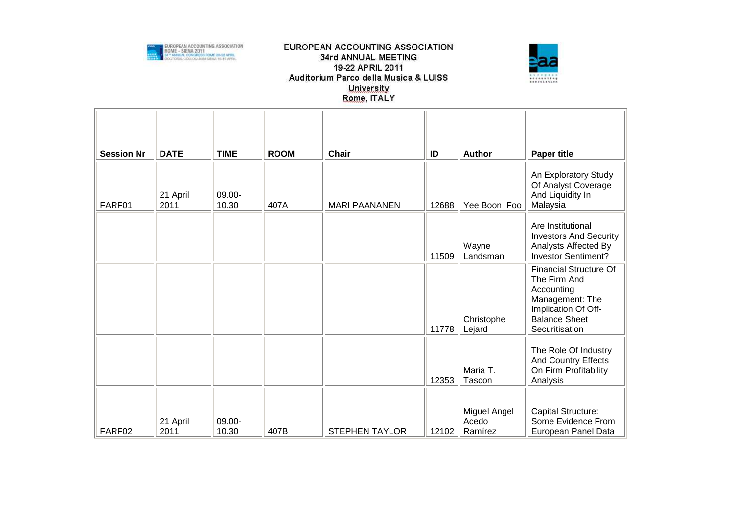EUROPEAN ACCOUNTING ASSOCIATION
34rd ANNUAL MEETING
19-22 APRIL 2011
Auditorium Parco della Musica & LUISS University
Rome, ITALY

| Session Nr | DATE | TIME | ROOM | Chair | ID | Author | Paper title |
|---|---|---|---|---|---|---|---|
| FARF01 | 21 April 2011 | 09.00-10.30 | 407A | MARI PAANANEN | 12688 | Yee Boon Foo | An Exploratory Study Of Analyst Coverage And Liquidity In Malaysia |
| | | | | | 11509 | Wayne Landsman | Are Institutional Investors And Security Analysts Affected By Investor Sentiment? |
| | | | | | 11778 | Christophe Lejard | Financial Structure Of The Firm And Accounting Management: The Implication Of Off-Balance Sheet Securitisation |
| | | | | | 12353 | Maria T. Tascon | The Role Of Industry And Country Effects On Firm Profitability Analysis |
| FARF02 | 21 April 2011 | 09.00-10.30 | 407B | STEPHEN TAYLOR | 12102 | Miguel Angel Acedo Ramírez | Capital Structure: Some Evidence From European Panel Data |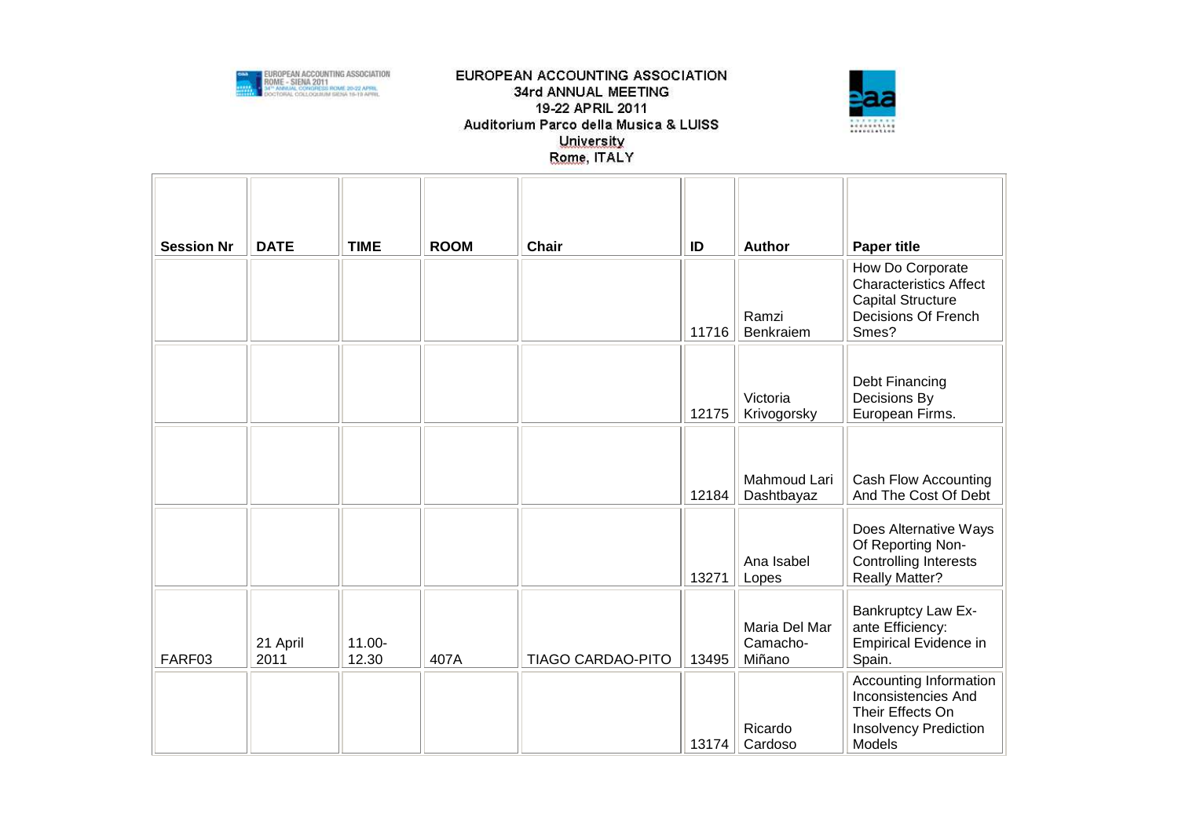| Session Nr | DATE | TIME | ROOM | Chair | ID | Author | Paper title |
|---|---|---|---|---|---|---|---|
| | | | | | 11716 | Ramzi Benkraiem | How Do Corporate Characteristics Affect Capital Structure Decisions Of French Smes? |
| | | | | | 12175 | Victoria Krivogorsky | Debt Financing Decisions By European Firms. |
| | | | | | 12184 | Mahmoud Lari Dashtbayaz | Cash Flow Accounting And The Cost Of Debt |
| | | | | | 13271 | Ana Isabel Lopes | Does Alternative Ways Of Reporting Non-Controlling Interests Really Matter? |
| FARF03 | 21 April 2011 | 11.00-12.30 | 407A | TIAGO CARDAO-PITO | 13495 | Maria Del Mar Camacho-Miñano | Bankruptcy Law Ex-ante Efficiency: Empirical Evidence in Spain. |
| | | | | | 13174 | Ricardo Cardoso | Accounting Information Inconsistencies And Their Effects On Insolvency Prediction Models |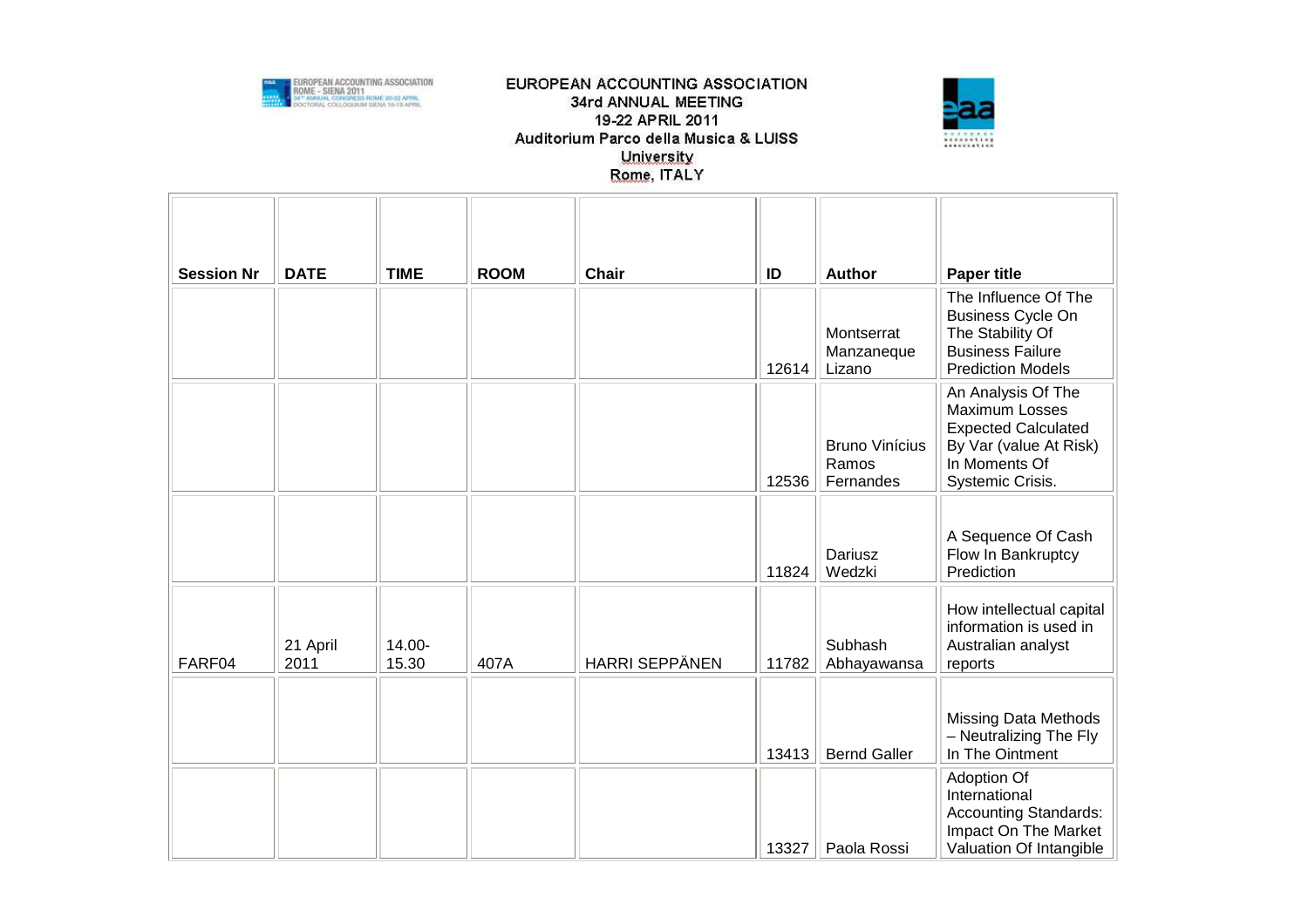| Session Nr | DATE | TIME | ROOM | Chair | ID | Author | Paper title |
|---|---|---|---|---|---|---|---|
| | | | | | 12614 | Montserrat Manzaneque Lizano | The Influence Of The Business Cycle On The Stability Of Business Failure Prediction Models |
| | | | | | 12536 | Bruno Vinícius Ramos Fernandes | An Analysis Of The Maximum Losses Expected Calculated By Var (value At Risk) In Moments Of Systemic Crisis. |
| | | | | | 11824 | Dariusz Wedzki | A Sequence Of Cash Flow In Bankruptcy Prediction |
| FARF04 | 21 April 2011 | 14.00-15.30 | 407A | HARRI SEPPÄNEN | 11782 | Subhash Abhayawansa | How intellectual capital information is used in Australian analyst reports |
| | | | | | 13413 | Bernd Galler | Missing Data Methods – Neutralizing The Fly In The Ointment |
| | | | | | 13327 | Paola Rossi | Adoption Of International Accounting Standards: Impact On The Market Valuation Of Intangible |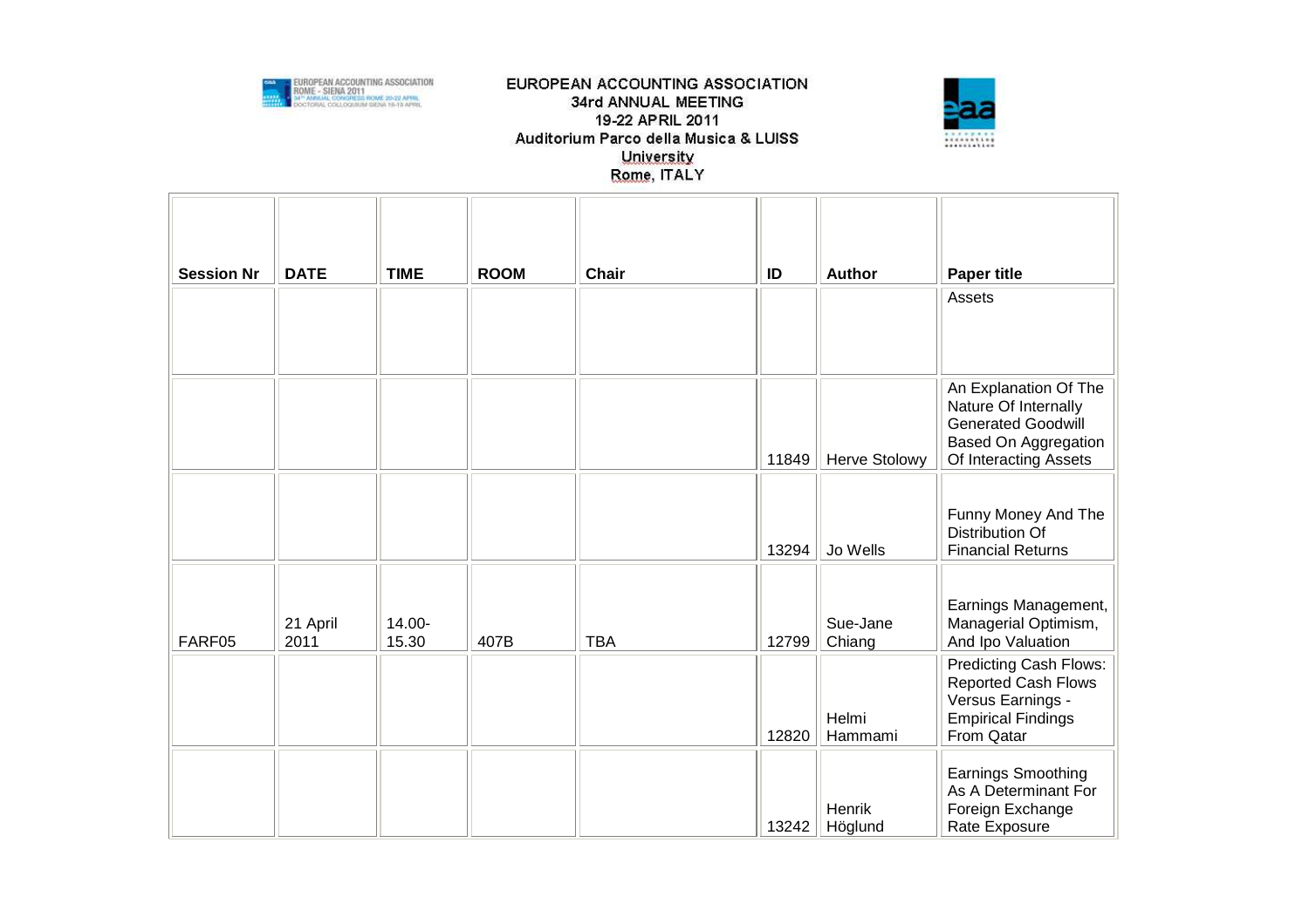EUROPEAN ACCOUNTING ASSOCIATION
34rd ANNUAL MEETING
19-22 APRIL 2011
Auditorium Parco della Musica & LUISS University
Rome, ITALY

| Session Nr | DATE | TIME | ROOM | Chair | ID | Author | Paper title |
|---|---|---|---|---|---|---|---|
| | | | | | | | Assets |
| | | | | | 11849 | Herve Stolowy | An Explanation Of The Nature Of Internally Generated Goodwill Based On Aggregation Of Interacting Assets |
| | | | | | 13294 | Jo Wells | Funny Money And The Distribution Of Financial Returns |
| FARF05 | 21 April 2011 | 14.00-15.30 | 407B | TBA | 12799 | Sue-Jane Chiang | Earnings Management, Managerial Optimism, And Ipo Valuation |
| | | | | | 12820 | Helmi Hammami | Predicting Cash Flows: Reported Cash Flows Versus Earnings - Empirical Findings From Qatar |
| | | | | | 13242 | Henrik Höglund | Earnings Smoothing As A Determinant For Foreign Exchange Rate Exposure |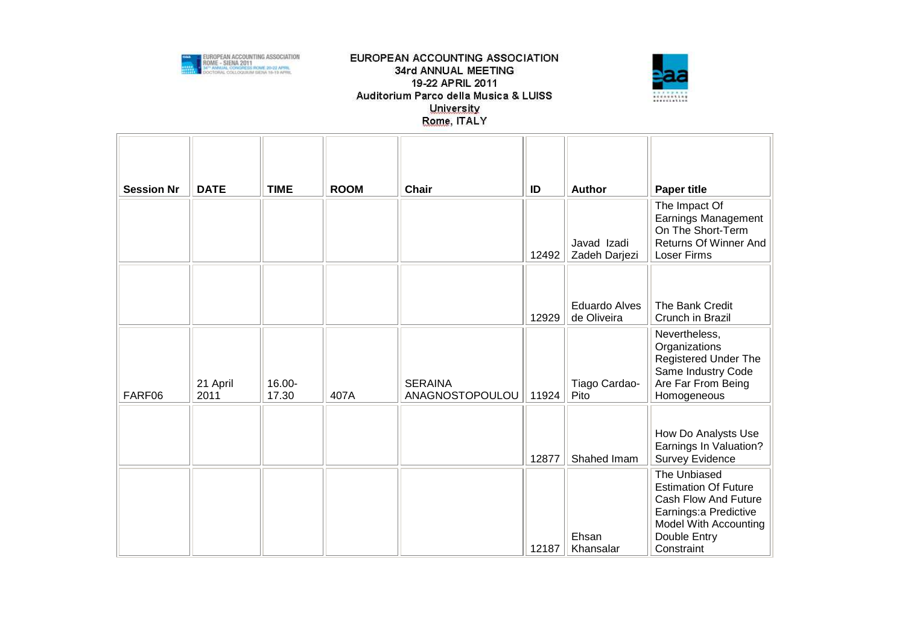| Session Nr | DATE | TIME | ROOM | Chair | ID | Author | Paper title |
|---|---|---|---|---|---|---|---|
| | | | | | 12492 | Javad Izadi Zadeh Darjezi | The Impact Of Earnings Management On The Short-Term Returns Of Winner And Loser Firms |
| | | | | | 12929 | Eduardo Alves de Oliveira | The Bank Credit Crunch in Brazil |
| FARF06 | 21 April 2011 | 16.00-17.30 | 407A | SERAINA ANAGNOSTOPOULOU | 11924 | Tiago Cardao-Pito | Nevertheless, Organizations Registered Under The Same Industry Code Are Far From Being Homogeneous |
| | | | | | 12877 | Shahed Imam | How Do Analysts Use Earnings In Valuation? Survey Evidence |
| | | | | | 12187 | Ehsan Khansalar | The Unbiased Estimation Of Future Cash Flow And Future Earnings:a Predictive Model With Accounting Double Entry Constraint |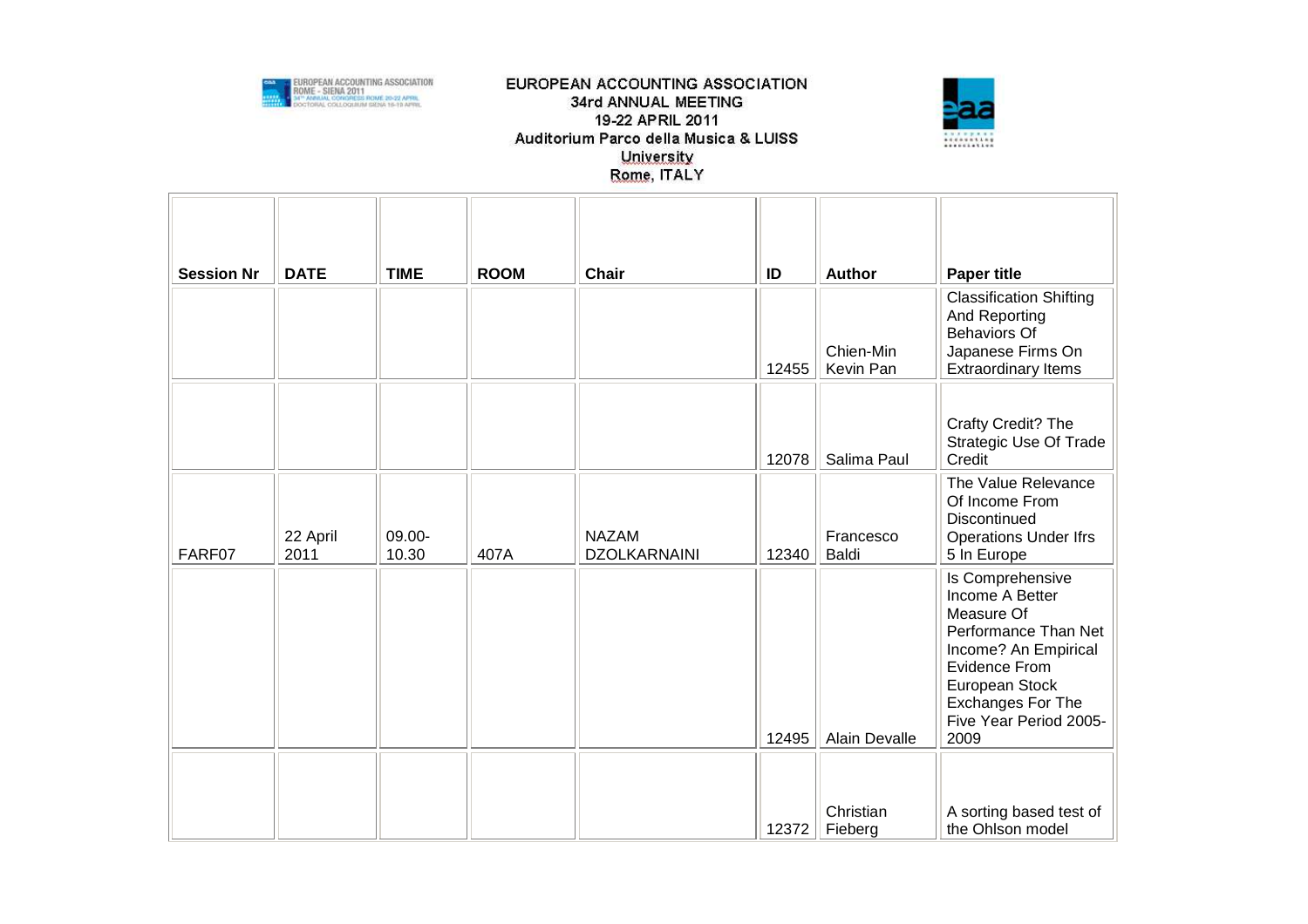EUROPEAN ACCOUNTING ASSOCIATION
34rd ANNUAL MEETING
19-22 APRIL 2011
Auditorium Parco della Musica & LUISS University
Rome, ITALY

| Session Nr | DATE | TIME | ROOM | Chair | ID | Author | Paper title |
|---|---|---|---|---|---|---|---|
| | | | | | 12455 | Chien-Min Kevin Pan | Classification Shifting And Reporting Behaviors Of Japanese Firms On Extraordinary Items |
| | | | | | 12078 | Salima Paul | Crafty Credit? The Strategic Use Of Trade Credit |
| FARF07 | 22 April 2011 | 09.00-10.30 | 407A | NAZAM DZOLKARNAINI | 12340 | Francesco Baldi | The Value Relevance Of Income From Discontinued Operations Under Ifrs 5 In Europe |
| | | | | | 12495 | Alain Devalle | Is Comprehensive Income A Better Measure Of Performance Than Net Income? An Empirical Evidence From European Stock Exchanges For The Five Year Period 2005-2009 |
| | | | | | 12372 | Christian Fieberg | A sorting based test of the Ohlson model |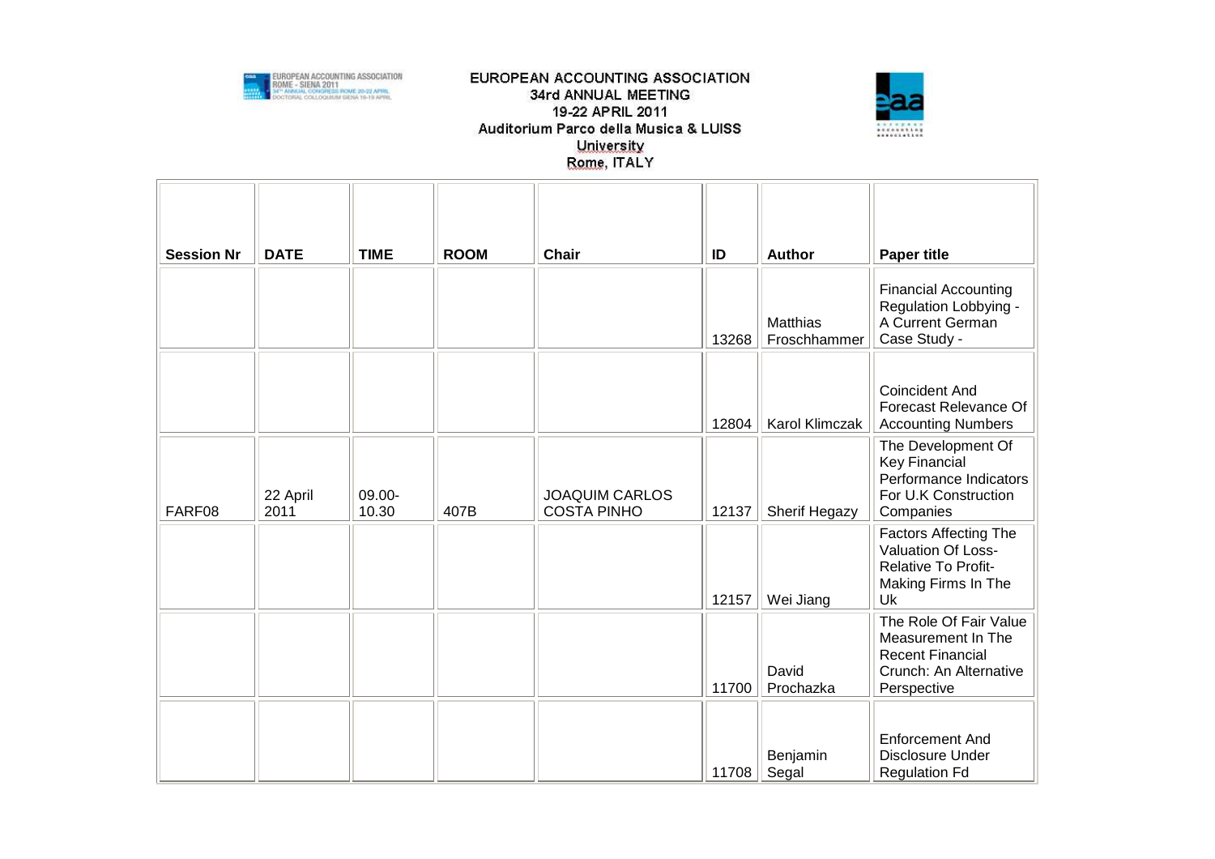EUROPEAN ACCOUNTING ASSOCIATION
34rd ANNUAL MEETING
19-22 APRIL 2011
Auditorium Parco della Musica & LUISS University
Rome, ITALY

| Session Nr | DATE | TIME | ROOM | Chair | ID | Author | Paper title |
|---|---|---|---|---|---|---|---|
| | | | | | 13268 | Matthias Froschhammer | Financial Accounting Regulation Lobbying - A Current German Case Study - |
| | | | | | 12804 | Karol Klimczak | Coincident And Forecast Relevance Of Accounting Numbers |
| FARF08 | 22 April 2011 | 09.00-10.30 | 407B | JOAQUIM CARLOS COSTA PINHO | 12137 | Sherif Hegazy | The Development Of Key Financial Performance Indicators For U.K Construction Companies |
| | | | | | 12157 | Wei Jiang | Factors Affecting The Valuation Of Loss-Relative To Profit-Making Firms In The Uk |
| | | | | | 11700 | David Prochazka | The Role Of Fair Value Measurement In The Recent Financial Crunch: An Alternative Perspective |
| | | | | | 11708 | Benjamin Segal | Enforcement And Disclosure Under Regulation Fd |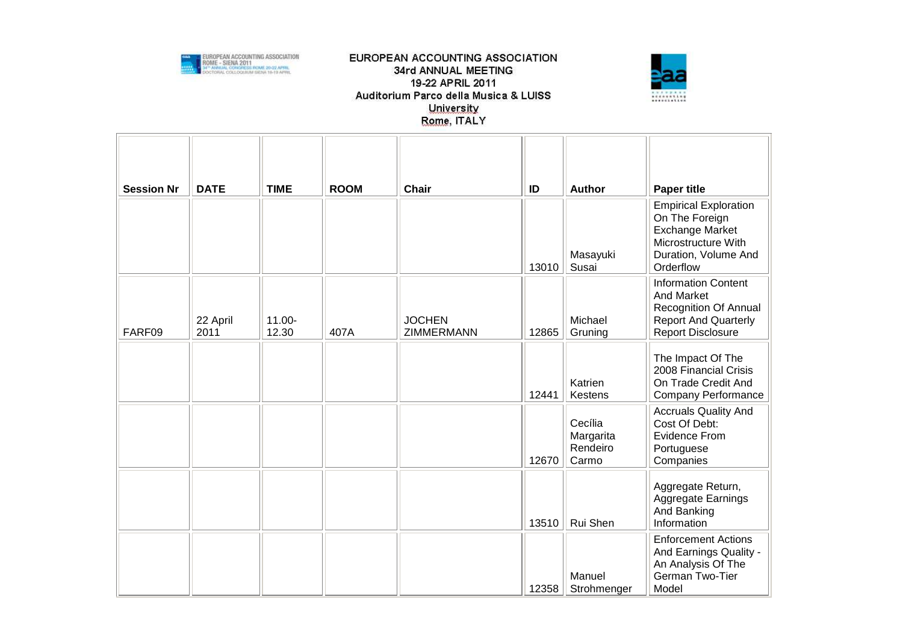EUROPEAN ACCOUNTING ASSOCIATION
34rd ANNUAL MEETING
19-22 APRIL 2011
Auditorium Parco della Musica & LUISS University
Rome, ITALY

| Session Nr | DATE | TIME | ROOM | Chair | ID | Author | Paper title |
|---|---|---|---|---|---|---|---|
| | | | | | 13010 | Masayuki Susai | Empirical Exploration On The Foreign Exchange Market Microstructure With Duration, Volume And Orderflow |
| FARF09 | 22 April 2011 | 11.00-12.30 | 407A | JOCHEN ZIMMERMANN | 12865 | Michael Gruning | Information Content And Market Recognition Of Annual Report And Quarterly Report Disclosure |
| | | | | | 12441 | Katrien Kestens | The Impact Of The 2008 Financial Crisis On Trade Credit And Company Performance |
| | | | | | 12670 | Cecília Margarita Rendeiro Carmo | Accruals Quality And Cost Of Debt: Evidence From Portuguese Companies |
| | | | | | 13510 | Rui Shen | Aggregate Return, Aggregate Earnings And Banking Information |
| | | | | | 12358 | Manuel Strohmenger | Enforcement Actions And Earnings Quality - An Analysis Of The German Two-Tier Model |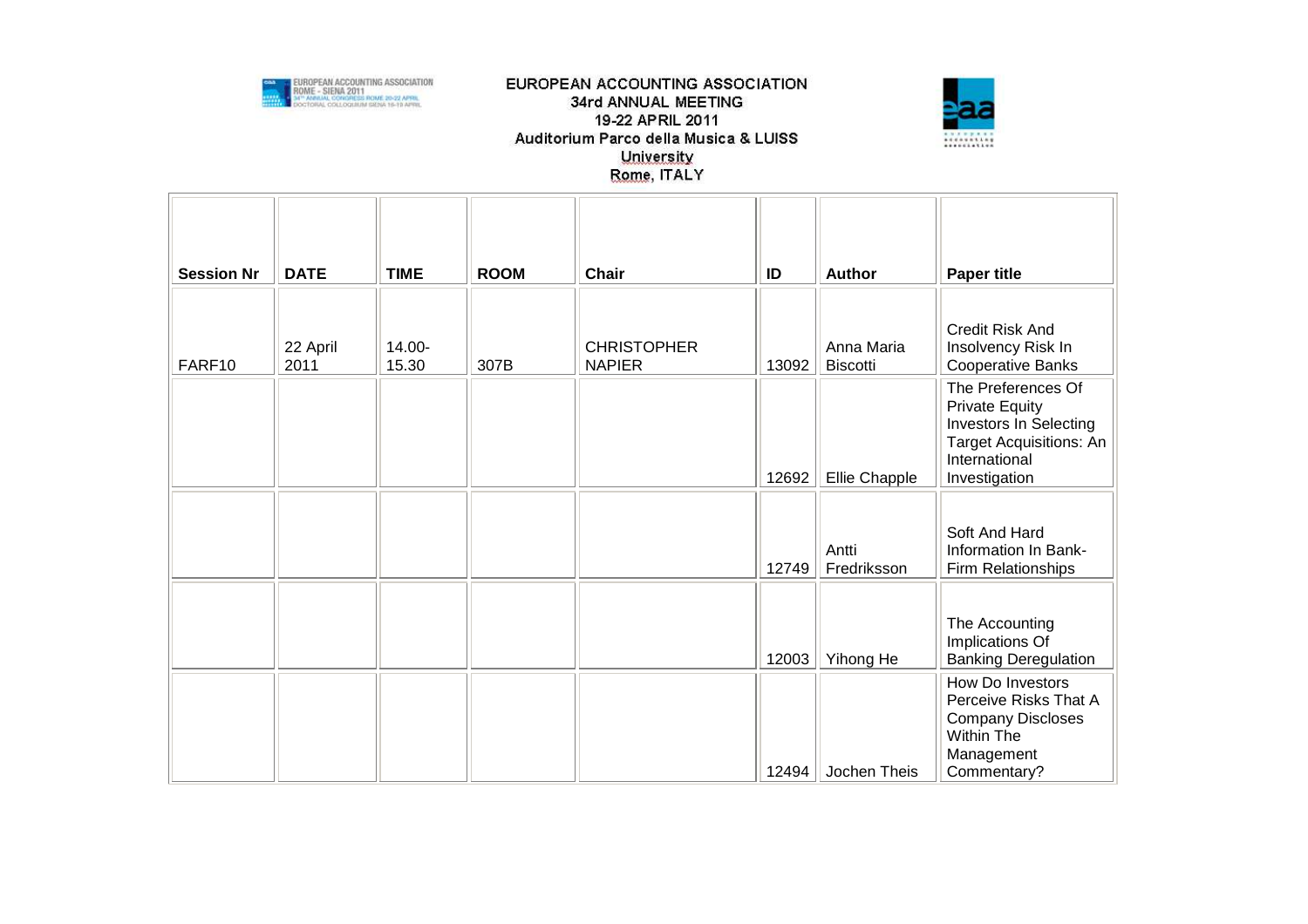EUROPEAN ACCOUNTING ASSOCIATION
34rd ANNUAL MEETING
19-22 APRIL 2011
Auditorium Parco della Musica & LUISS University
Rome, ITALY

| Session Nr | DATE | TIME | ROOM | Chair | ID | Author | Paper title |
|---|---|---|---|---|---|---|---|
| FARF10 | 22 April 2011 | 14.00-15.30 | 307B | CHRISTOPHER NAPIER | 13092 | Anna Maria Biscotti | Credit Risk And Insolvency Risk In Cooperative Banks |
| | | | | | 12692 | Ellie Chapple | The Preferences Of Private Equity Investors In Selecting Target Acquisitions: An International Investigation |
| | | | | | 12749 | Antti Fredriksson | Soft And Hard Information In Bank-Firm Relationships |
| | | | | | 12003 | Yihong He | The Accounting Implications Of Banking Deregulation |
| | | | | | 12494 | Jochen Theis | How Do Investors Perceive Risks That A Company Discloses Within The Management Commentary? |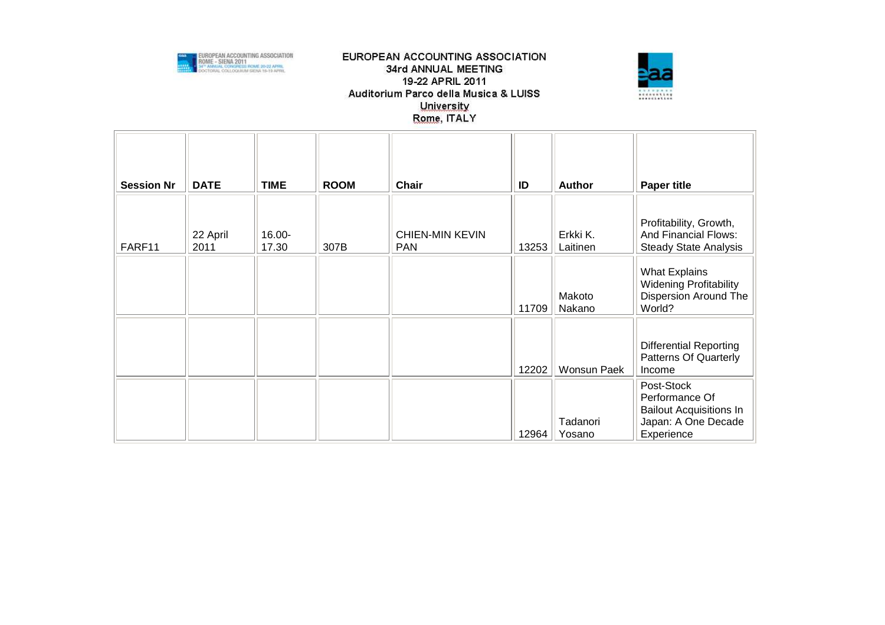EUROPEAN ACCOUNTING ASSOCIATION
34rd ANNUAL MEETING
19-22 APRIL 2011
Auditorium Parco della Musica & LUISS University
Rome, ITALY

| Session Nr | DATE | TIME | ROOM | Chair | ID | Author | Paper title |
|---|---|---|---|---|---|---|---|
| FARF11 | 22 April 2011 | 16.00-17.30 | 307B | CHIEN-MIN KEVIN PAN | 13253 | Erkki K. Laitinen | Profitability, Growth, And Financial Flows: Steady State Analysis |
| | | | | | 11709 | Makoto Nakano | What Explains Widening Profitability Dispersion Around The World? |
| | | | | | 12202 | Wonsun Paek | Differential Reporting Patterns Of Quarterly Income |
| | | | | | 12964 | Tadanori Yosano | Post-Stock Performance Of Bailout Acquisitions In Japan: A One Decade Experience |